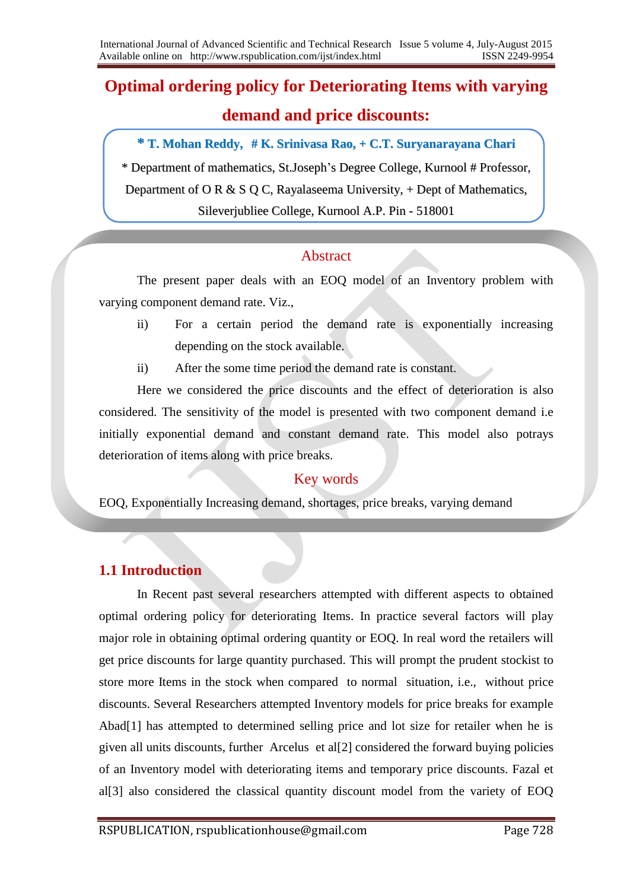# Optimal ordering policy for Deteriorating Items with varying demand and price discounts:

**\* T. Mohan Reddy, # K. Srinivasa Rao, + C.T. Suryanarayana Chari**

\* Department of mathematics, St.Joseph's Degree College, Kurnool # Professor, Department of O R & S Q C, Rayalaseema University, + Dept of Mathematics, Sileverjubliee College, Kurnool A.P. Pin - 518001

## Abstract

The present paper deals with an EOQ model of an Inventory problem with varying component demand rate. Viz.,

ii) For a certain period the demand rate is exponentially increasing depending on the stock available.

ii) After the some time period the demand rate is constant.

Here we considered the price discounts and the effect of deterioration is also considered. The sensitivity of the model is presented with two component demand i.e initially exponential demand and constant demand rate. This model also potrays deterioration of items along with price breaks.

## Key words

EOQ, Exponentially Increasing demand, shortages, price breaks, varying demand

## 1.1 Introduction

In Recent past several researchers attempted with different aspects to obtained optimal ordering policy for deteriorating Items. In practice several factors will play major role in obtaining optimal ordering quantity or EOQ. In real word the retailers will get price discounts for large quantity purchased. This will prompt the prudent stockist to store more Items in the stock when compared to normal situation, i.e., without price discounts. Several Researchers attempted Inventory models for price breaks for example Abad[1] has attempted to determined selling price and lot size for retailer when he is given all units discounts, further Arcelus et al[2] considered the forward buying policies of an Inventory model with deteriorating items and temporary price discounts. Fazal et al[3] also considered the classical quantity discount model from the variety of EOQ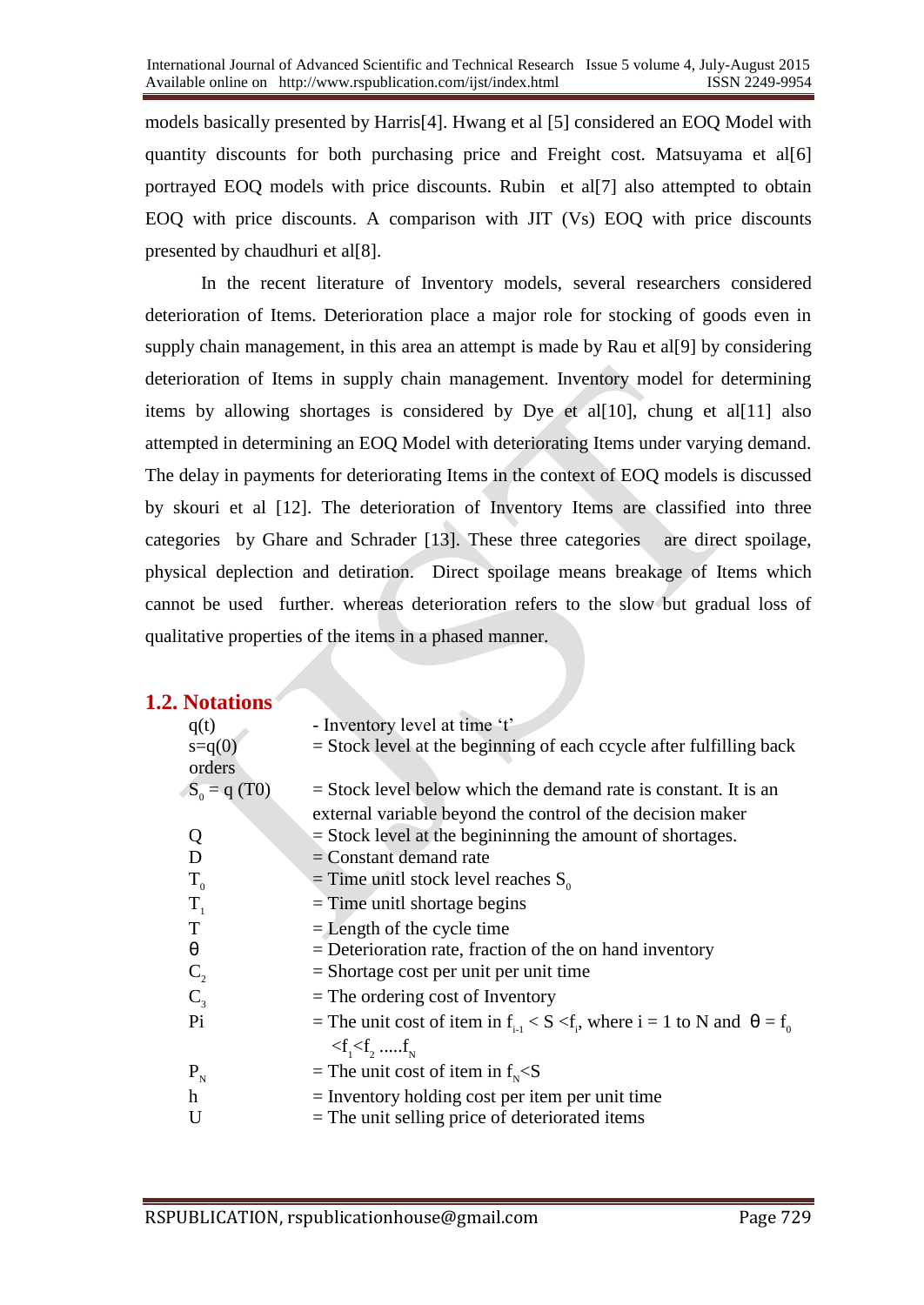models basically presented by Harris[4]. Hwang et al [5] considered an EOQ Model with quantity discounts for both purchasing price and Freight cost. Matsuyama et al[6] portrayed EOQ models with price discounts. Rubin et al[7] also attempted to obtain EOQ with price discounts. A comparison with JIT (Vs) EOQ with price discounts presented by chaudhuri et al[8].

In the recent literature of Inventory models, several researchers considered deterioration of Items. Deterioration place a major role for stocking of goods even in supply chain management, in this area an attempt is made by Rau et al[9] by considering deterioration of Items in supply chain management. Inventory model for determining items by allowing shortages is considered by Dye et al[10], chung et al[11] also attempted in determining an EOQ Model with deteriorating Items under varying demand. The delay in payments for deteriorating Items in the context of EOQ models is discussed by skouri et al [12]. The deterioration of Inventory Items are classified into three categories by Ghare and Schrader [13]. These three categories are direct spoilage, physical deplection and detiration. Direct spoilage means breakage of Items which cannot be used further. whereas deterioration refers to the slow but gradual loss of qualitative properties of the items in a phased manner.

## 1.2. Notations

| | |
|---|---|
| $q(t)$ | - Inventory level at time 't' |
| $s=q(0)$ orders | = Stock level at the beginning of each ccycle after fulfilling back |
| $S_0 = q\ (T0)$ | = Stock level below which the demand rate is constant. It is an external variable beyond the control of the decision maker |
| Q | = Stock level at the begininning the amount of shortages. |
| D | = Constant demand rate |
| $T_0$ | = Time unitl stock level reaches $S_0$ |
| $T_1$ | = Time unitl shortage begins |
| T | = Length of the cycle time |
| $\theta$ | = Deterioration rate, fraction of the on hand inventory |
| $C_2$ | = Shortage cost per unit per unit time |
| $C_3$ | = The ordering cost of Inventory |
| Pi | = The unit cost of item in $f_{i-1} < S < f_i$, where i = 1 to N and $\theta = f_0 < f_1 < f_2 \ldots f_N$ |
| $P_N$ | = The unit cost of item in $f_N < S$ |
| h | = Inventory holding cost per item per unit time |
| U | = The unit selling price of deteriorated items |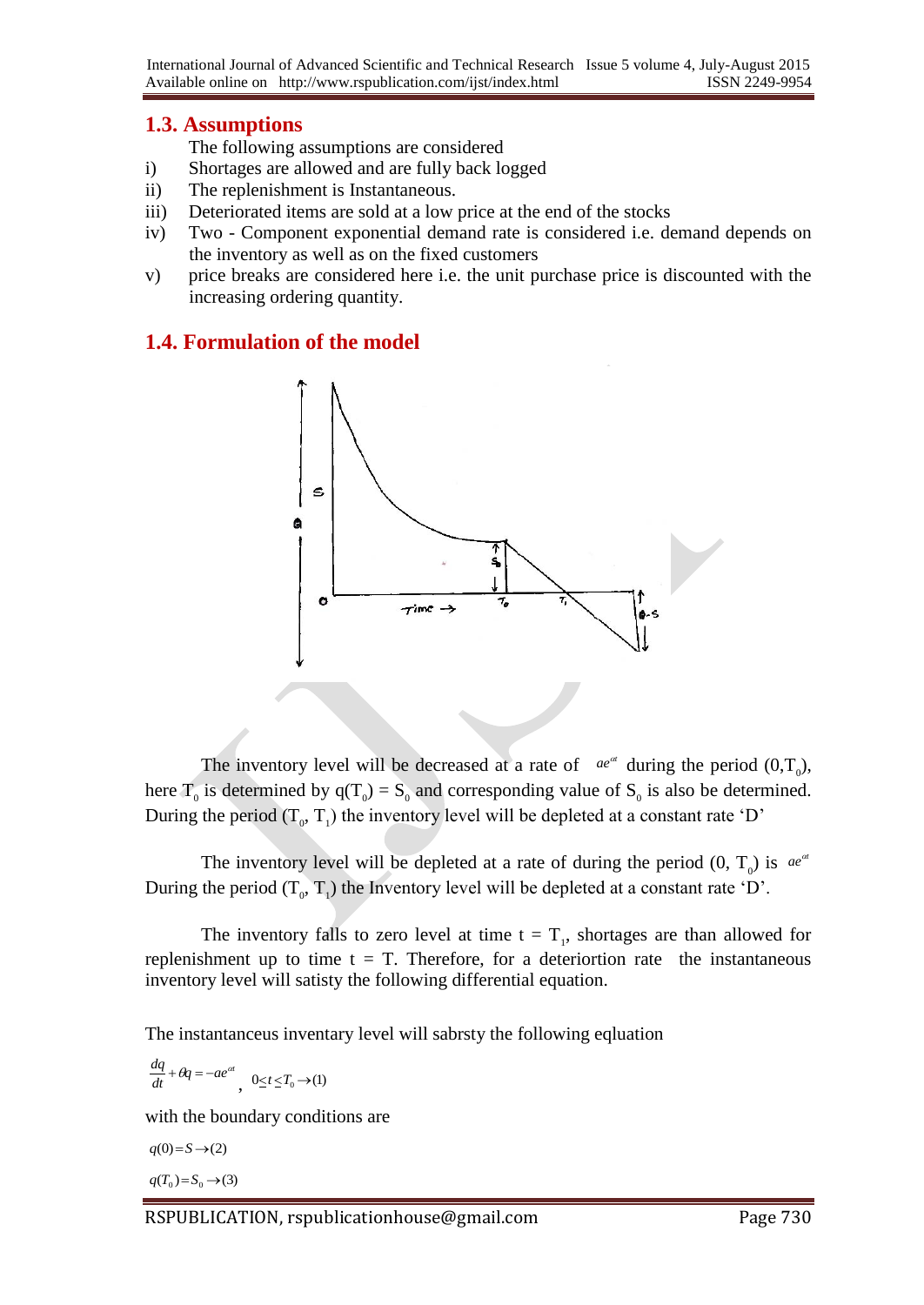## 1.3. Assumptions

The following assumptions are considered

i) Shortages are allowed and are fully back logged
ii) The replenishment is Instantaneous.
iii) Deteriorated items are sold at a low price at the end of the stocks
iv) Two - Component exponential demand rate is considered i.e. demand depends on the inventory as well as on the fixed customers
v) price breaks are considered here i.e. the unit purchase price is discounted with the increasing ordering quantity.

## 1.4. Formulation of the model

The inventory level will be decreased at a rate of $ae^{\alpha t}$ during the period $(0,T_0)$, here $T_0$ is determined by $q(T_0) = S_0$ and corresponding value of $S_0$ is also be determined. During the period $(T_0, T_1)$ the inventory level will be depleted at a constant rate 'D'

The inventory level will be depleted at a rate of during the period $(0, T_0)$ is $ae^{\alpha t}$ During the period $(T_0, T_1)$ the Inventory level will be depleted at a constant rate 'D'.

The inventory falls to zero level at time $t = T_1$, shortages are than allowed for replenishment up to time $t = T$. Therefore, for a deteriortion rate the instantaneous inventory level will satisty the following differential equation.

The instantanceus inventary level will sabrsty the following eqluation

$$\frac{dq}{dt} + \theta q = -ae^{\alpha t}, \quad 0 \leq t \leq T_0 \rightarrow (1)$$

with the boundary conditions are

$$q(0) = S \rightarrow (2)$$

$$q(T_0) = S_0 \rightarrow (3)$$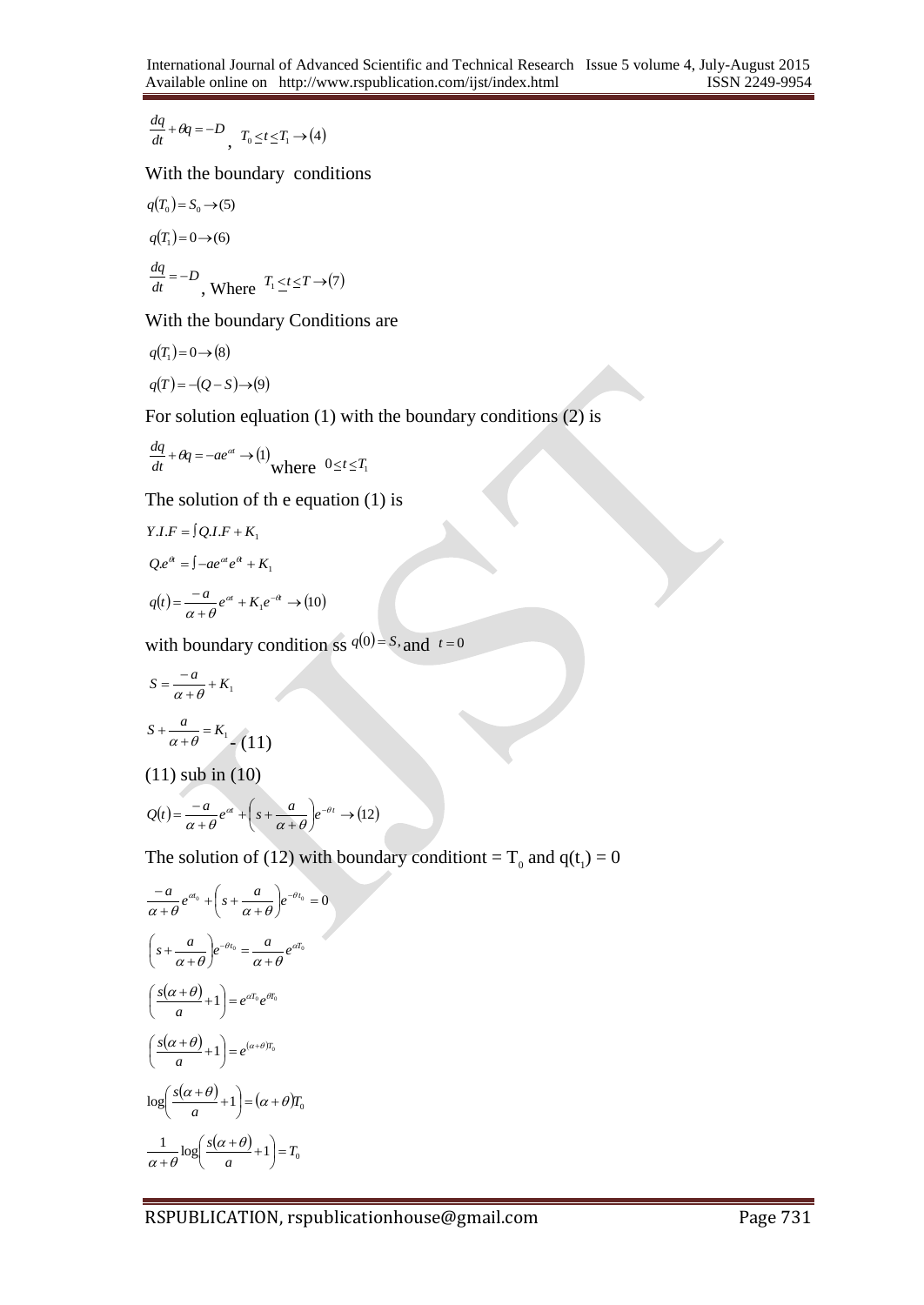$$\frac{dq}{dt} + \theta q = -D \text{ , } T_0 \leq t \leq T_1 \rightarrow (4)$$

With the boundary conditions

$$q(T_0) = S_0 \rightarrow (5)$$

$$q(T_1) = 0 \rightarrow (6)$$

$$\frac{dq}{dt} = -D \text{ , Where } T_1 \leq t \leq T \rightarrow (7)$$

With the boundary Conditions are

$$q(T_1) = 0 \rightarrow (8)$$

$$q(T) = -(Q - S) \rightarrow (9)$$

For solution eqluation (1) with the boundary conditions (2) is

$$\frac{dq}{dt} + \theta q = -ae^{\alpha t} \rightarrow (1) \text{ where } 0 \leq t \leq T_1$$

The solution of th e equation (1) is

$$Y.I.F = \int Q.I.F + K_1$$

$$Q.e^{\theta t} = \int -ae^{\alpha t} e^{\theta t} + K_1$$

$$q(t) = \frac{-a}{\alpha + \theta} e^{\alpha t} + K_1 e^{-\theta t} \rightarrow (10)$$

with boundary condition ss $q(0) = S,$ and $t = 0$

$$S = \frac{-a}{\alpha + \theta} + K_1$$

$$S + \frac{a}{\alpha + \theta} = K_1 \text{ - } (11)$$

(11) sub in (10)

$$Q(t) = \frac{-a}{\alpha + \theta} e^{\alpha t} + \left( s + \frac{a}{\alpha + \theta} \right) e^{-\theta t} \rightarrow (12)$$

The solution of (12) with boundary conditiont = $T_0$ and $q(t_1) = 0$

$$\frac{-a}{\alpha + \theta} e^{\alpha t_0} + \left( s + \frac{a}{\alpha + \theta} \right) e^{-\theta t_0} = 0$$

$$\left( s + \frac{a}{\alpha + \theta} \right) e^{-\theta t_0} = \frac{a}{\alpha + \theta} e^{\alpha T_0}$$

$$\left( \frac{s(\alpha + \theta)}{a} + 1 \right) = e^{\alpha T_0} e^{\theta T_0}$$

$$\left( \frac{s(\alpha + \theta)}{a} + 1 \right) = e^{(\alpha + \theta) T_0}$$

$$\log \left( \frac{s(\alpha + \theta)}{a} + 1 \right) = (\alpha + \theta) T_0$$

$$\frac{1}{\alpha + \theta} \log \left( \frac{s(\alpha + \theta)}{a} + 1 \right) = T_0$$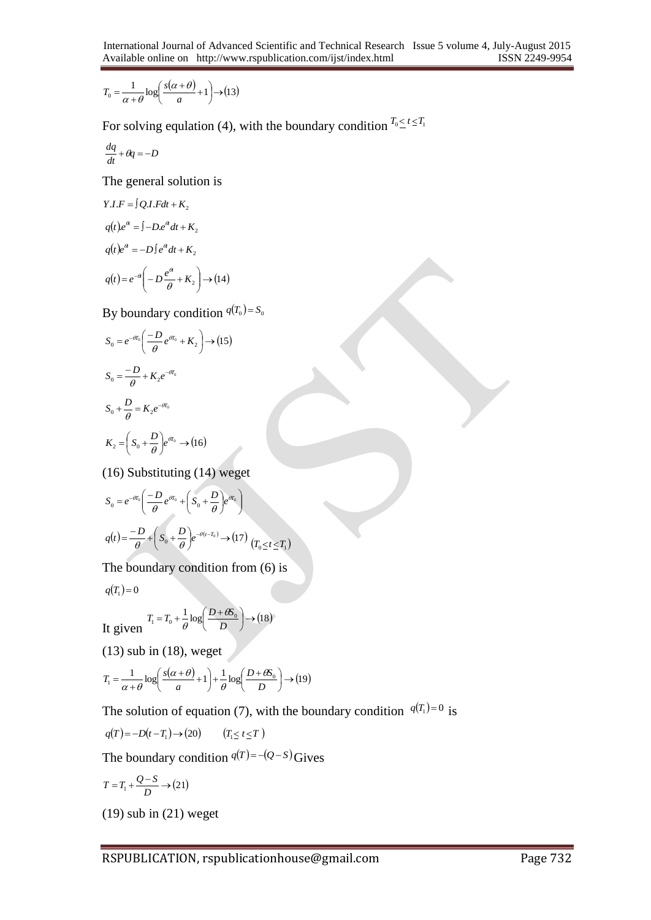$$T_0 = \frac{1}{\alpha+\theta}\log\left(\frac{s(\alpha+\theta)}{a}+1\right) \to (13)$$

For solving equlation (4), with the boundary condition $T_0 \leq t \leq T_1$

$$\frac{dq}{dt} + \theta q = -D$$

The general solution is

$$Y.I.F = \int Q.I.Fdt + K_2$$

$$q(t)e^{\theta t} = \int -D.e^{\theta t}dt + K_2$$

$$q(t)e^{\theta t} = -D\int e^{\theta t}dt + K_2$$

$$q(t) = e^{-\theta t}\left(-D\frac{e^{\theta t}}{\theta} + K_2\right) \to (14)$$

By boundary condition $q(T_0) = S_0$

$$S_0 = e^{-\theta T_0}\left(\frac{-D}{\theta}e^{\theta T_0} + K_2\right) \to (15)$$

$$S_0 = \frac{-D}{\theta} + K_2 e^{-\theta T_0}$$

$$S_0 + \frac{D}{\theta} = K_2 e^{-\theta T_0}$$

$$K_2 = \left(S_0 + \frac{D}{\theta}\right)e^{\theta T_0} \to (16)$$

(16) Substituting (14) weget

$$S_0 = e^{-\theta T_0}\left(\frac{-D}{\theta}e^{\theta T_0} + \left(S_0 + \frac{D}{\theta}\right)e^{\theta T_0}\right)$$

$$q(t) = \frac{-D}{\theta} + \left(S_0 + \frac{D}{\theta}\right)e^{-\theta(t-T_0)} \to (17) \quad (T_0 \leq t \leq T_1)$$

The boundary condition from (6) is

$$q(T_1) = 0$$

It given $T_1 = T_0 + \frac{1}{\theta}\log\left(\frac{D+\theta S_0}{D}\right) \to (18)$

(13) sub in (18), weget

$$T_1 = \frac{1}{\alpha+\theta}\log\left(\frac{s(\alpha+\theta)}{a}+1\right) + \frac{1}{\theta}\log\left(\frac{D+\theta S_0}{D}\right) \to (19)$$

The solution of equation (7), with the boundary condition $q(T_1) = 0$ is

$$q(T) = -D(t - T_1) \to (20) \qquad (T_1 \leq t \leq T)$$

The boundary condition $q(T) = -(Q-S)$ Gives

$$T = T_1 + \frac{Q-S}{D} \to (21)$$

(19) sub in (21) weget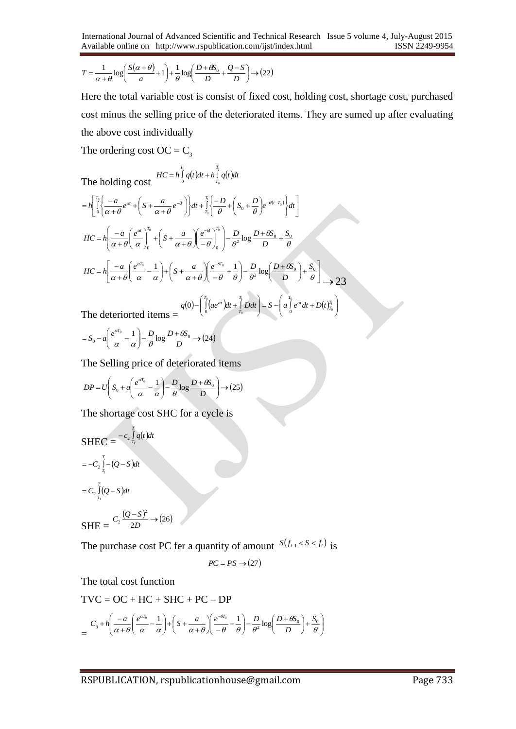$$T = \frac{1}{\alpha+\theta}\log\left(\frac{S(\alpha+\theta)}{a}+1\right)+\frac{1}{\theta}\log\left(\frac{D+\theta S_0}{D}+\frac{Q-S}{D}\right)\rightarrow(22)$$

Here the total variable cost is consist of fixed cost, holding cost, shortage cost, purchased cost minus the selling price of the deteriorated items. They are sumed up after evaluating the above cost individually

The ordering cost OC = $C_3$

The holding cost $HC = h\int_0^{T_0} q(t)dt + h\int_{T_0}^{T_1} q(t)dt$

$$= h\left[\int_0^{T_0}\left\{\frac{-a}{\alpha+\theta}e^{\alpha t}+\left(S+\frac{a}{\alpha+\theta}e^{-\theta t}\right)\right\}dt+\int_{T_0}^{T_1}\left\{\frac{-D}{\theta}+\left(S_0+\frac{D}{\theta}\right)e^{-\theta(t-T_0)}\right\}dt\right]$$

$$HC = h\left(\frac{-a}{\alpha+\theta}\left(\frac{e^{\alpha t}}{\alpha}\right)_0^{T_0}+\left(S+\frac{a}{\alpha+\theta}\right)\left(\frac{e^{-\theta t}}{-\theta}\right)_0^{T_0}\right)-\frac{D}{\theta^2}\log\frac{D+\theta S_0}{D}+\frac{S_0}{\theta}$$

$$HC = h\left[\frac{-a}{\alpha+\theta}\left(\frac{e^{\alpha T_0}}{\alpha}-\frac{1}{\alpha}\right)+\left(S+\frac{a}{\alpha+\theta}\right)\left(\frac{e^{-\theta T_0}}{-\theta}+\frac{1}{\theta}\right)-\frac{D}{\theta^2}\log\left(\frac{D+\theta S_0}{D}\right)+\frac{S_0}{\theta}\right]\rightarrow 23$$

The deteriorted items = $q(0)-\left(\int_0^{T_0}\left(ae^{\alpha t}\right)dt+\int_{T_0}^{T_1}Ddt\right)=S-\left(a\int_0^{T_0}e^{\alpha t}dt+D(t)_{T_0}^{T_1}\right)$

$$= S_0 - a\left(\frac{e^{\alpha T_0}}{\alpha}-\frac{1}{\alpha}\right)-\frac{D}{\theta}\log\frac{D+\theta S_0}{D}\rightarrow(24)$$

The Selling price of deteriorated items

$$DP = U\left(S_0 + a\left(\frac{e^{\alpha T_0}}{\alpha}-\frac{1}{\alpha}\right)-\frac{D}{\theta}\log\frac{D+\theta S_0}{D}\right)\rightarrow(25)$$

The shortage cost SHC for a cycle is

SHEC = $-c_2\int_{T_1}^{T} q(t)dt$

$$= -C_2\int_{T_1}^{T} -(Q-S)dt$$

$$= C_2\int_{T_1}^{T}(Q-S)dt$$

SHE = $C_2\frac{(Q-S)^2}{2D}\rightarrow(26)$

The purchase cost PC fer a quantity of amount $S(f_{i-1}<S<f_i)$ is

$$PC = P_i S\rightarrow(27)$$

The total cost function

TVC = OC + HC + SHC + PC – DP

$$= C_3 + h\left(\frac{-a}{\alpha+\theta}\left(\frac{e^{\alpha T_0}}{\alpha}-\frac{1}{\alpha}\right)+\left(S+\frac{a}{\alpha+\theta}\right)\left(\frac{e^{-\theta T_0}}{-\theta}+\frac{1}{\theta}\right)-\frac{D}{\theta^2}\log\left(\frac{D+\theta S_0}{D}\right)+\frac{S_0}{\theta}\right)$$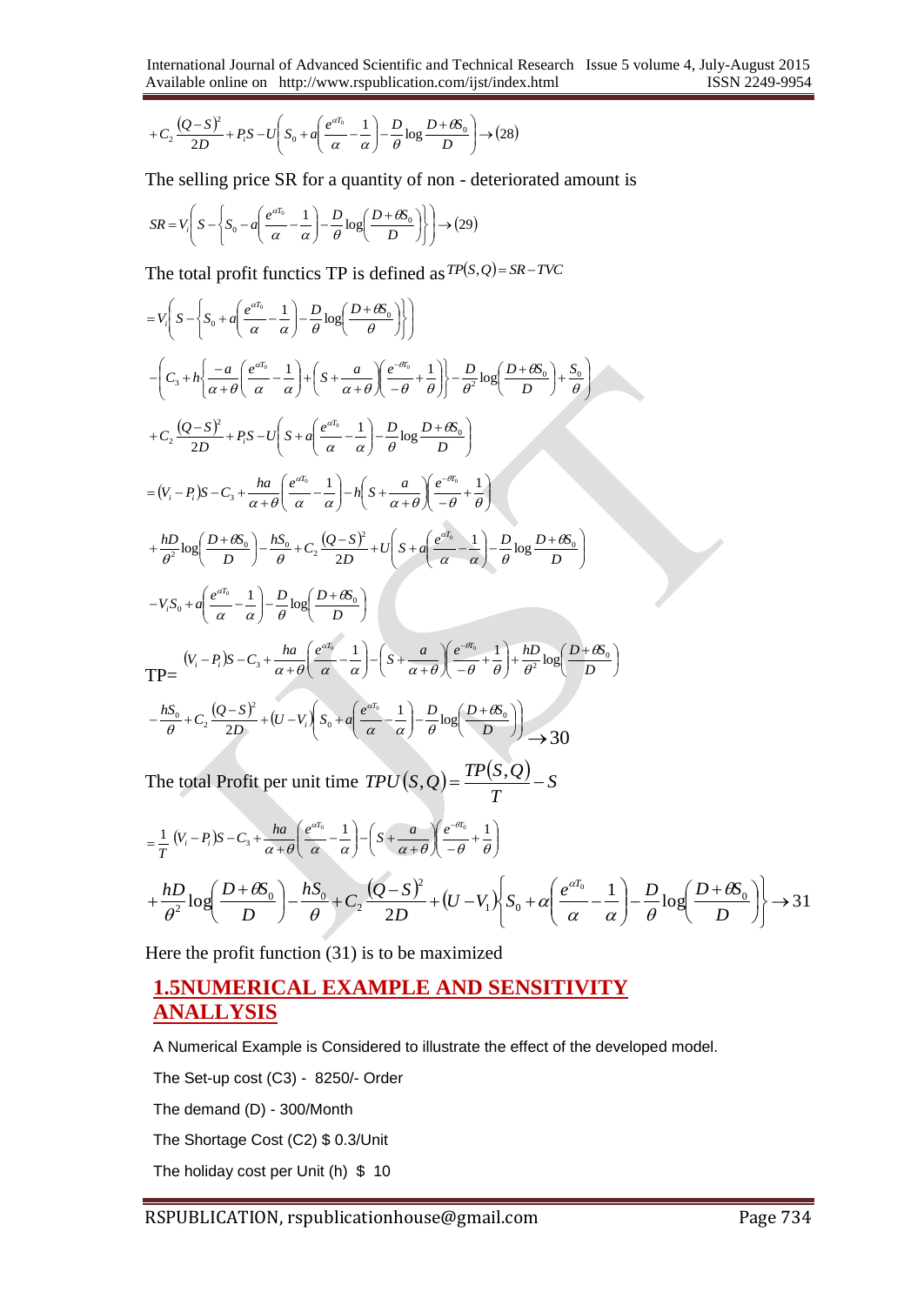$$+C_2\frac{(Q-S)^2}{2D}+P_iS-U\left(S_0+a\left(\frac{e^{\alpha T_0}}{\alpha}-\frac{1}{\alpha}\right)-\frac{D}{\theta}\log\frac{D+\theta S_0}{D}\right)\rightarrow(28)$$

The selling price SR for a quantity of non - deteriorated amount is

$$SR=V_i\left(S-\left\{S_0-a\left(\frac{e^{\alpha T_0}}{\alpha}-\frac{1}{\alpha}\right)-\frac{D}{\theta}\log\left(\frac{D+\theta S_0}{D}\right)\right\}\right)\rightarrow(29)$$

The total profit functics TP is defined as $TP(S,Q)=SR-TVC$

$$=V_i\left(S-\left\{S_0+a\left(\frac{e^{\alpha T_0}}{\alpha}-\frac{1}{\alpha}\right)-\frac{D}{\theta}\log\left(\frac{D+\theta S_0}{\theta}\right)\right\}\right)$$

$$-\left(C_3+h\left\{\frac{-a}{\alpha+\theta}\left(\frac{e^{\alpha T_0}}{\alpha}-\frac{1}{\alpha}\right)+\left(S+\frac{a}{\alpha+\theta}\right)\left(\frac{e^{-\theta T_0}}{-\theta}+\frac{1}{\theta}\right)\right\}-\frac{D}{\theta^2}\log\left(\frac{D+\theta S_0}{D}\right)+\frac{S_0}{\theta}\right)$$

$$+C_2\frac{(Q-S)^2}{2D}+P_iS-U\left(S+a\left(\frac{e^{\alpha T_0}}{\alpha}-\frac{1}{\alpha}\right)-\frac{D}{\theta}\log\frac{D+\theta S_0}{D}\right)$$

$$=(V_i-P_i)S-C_3+\frac{ha}{\alpha+\theta}\left(\frac{e^{\alpha T_0}}{\alpha}-\frac{1}{\alpha}\right)-h\left(S+\frac{a}{\alpha+\theta}\right)\left(\frac{e^{-\theta T_0}}{-\theta}+\frac{1}{\theta}\right)$$

$$+\frac{hD}{\theta^2}\log\left(\frac{D+\theta S_0}{D}\right)-\frac{hS_0}{\theta}+C_2\frac{(Q-S)^2}{2D}+U\left(S+a\left(\frac{e^{\alpha T_0}}{\alpha}-\frac{1}{\alpha}\right)-\frac{D}{\theta}\log\frac{D+\theta S_0}{D}\right)$$

$$-V_iS_0+a\left(\frac{e^{\alpha T_0}}{\alpha}-\frac{1}{\alpha}\right)-\frac{D}{\theta}\log\left(\frac{D+\theta S_0}{D}\right)$$

$$TP=(V_i-P_i)S-C_3+\frac{ha}{\alpha+\theta}\left(\frac{e^{\alpha T_0}}{\alpha}-\frac{1}{\alpha}\right)-\left(S+\frac{a}{\alpha+\theta}\right)\left(\frac{e^{-\theta T_0}}{-\theta}+\frac{1}{\theta}\right)+\frac{hD}{\theta^2}\log\left(\frac{D+\theta S_0}{D}\right)$$

$$-\frac{hS_0}{\theta}+C_2\frac{(Q-S)^2}{2D}+(U-V_i)\left(S_0+a\left(\frac{e^{\alpha T_0}}{\alpha}-\frac{1}{\alpha}\right)-\frac{D}{\theta}\log\left(\frac{D+\theta S_0}{D}\right)\right)\rightarrow 30$$

The total Profit per unit time $TPU(S,Q)=\dfrac{TP(S,Q)}{T}-S$

$$=\frac{1}{T}(V_i-P_i)S-C_3+\frac{ha}{\alpha+\theta}\left(\frac{e^{\alpha T_0}}{\alpha}-\frac{1}{\alpha}\right)-\left(S+\frac{a}{\alpha+\theta}\right)\left(\frac{e^{-\theta T_0}}{-\theta}+\frac{1}{\theta}\right)$$

$$+\frac{hD}{\theta^2}\log\left(\frac{D+\theta S_0}{D}\right)-\frac{hS_0}{\theta}+C_2\frac{(Q-S)^2}{2D}+(U-V_1)\left\{S_0+\alpha\left(\frac{e^{\alpha T_0}}{\alpha}-\frac{1}{\alpha}\right)-\frac{D}{\theta}\log\left(\frac{D+\theta S_0}{D}\right)\right\}\rightarrow 31$$

Here the profit function (31) is to be maximized

## 1.5NUMERICAL EXAMPLE AND SENSITIVITY ANALLYSIS

A Numerical Example is Considered to illustrate the effect of the developed model.

The Set-up cost (C3) - 8250/- Order

The demand (D) - 300/Month

The Shortage Cost (C2) $ 0.3/Unit

The holiday cost per Unit (h) $ 10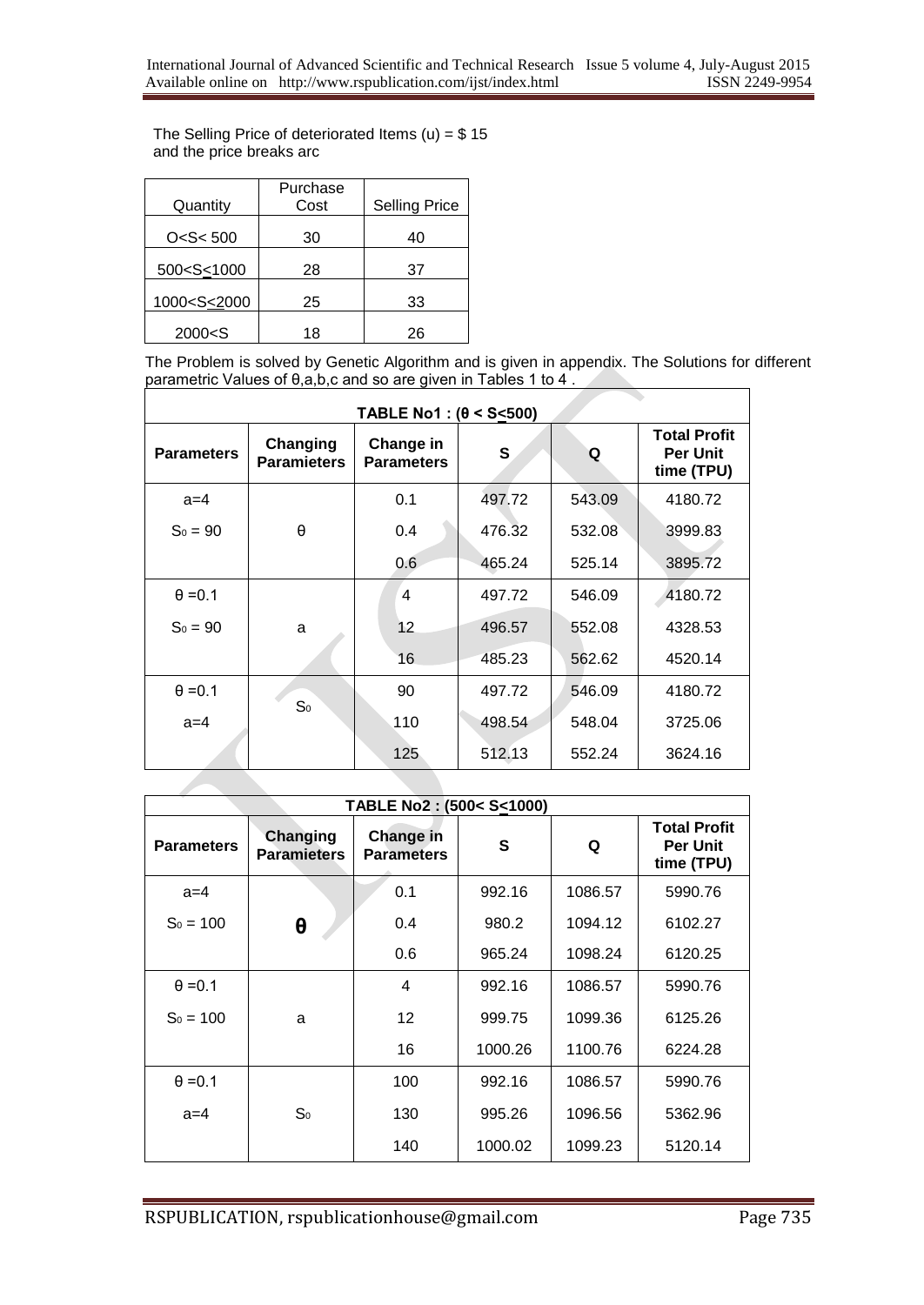The Selling Price of deteriorated Items (u) = \$ 15
and the price breaks arc

| Quantity | Purchase Cost | Selling Price |
|---|---|---|
| O<S< 500 | 30 | 40 |
| 500<S≤1000 | 28 | 37 |
| 1000<S≤2000 | 25 | 33 |
| 2000<S | 18 | 26 |

The Problem is solved by Genetic Algorithm and is given in appendix. The Solutions for different parametric Values of θ,a,b,c and so are given in Tables 1 to 4 .

**TABLE No1 : (θ < S≤500)**

| Parameters | Changing Paramieters | Change in Parameters | S | Q | Total Profit Per Unit time (TPU) |
|---|---|---|---|---|---|
| a=4 | | 0.1 | 497.72 | 543.09 | 4180.72 |
| $S_0$ = 90 | θ | 0.4 | 476.32 | 532.08 | 3999.83 |
| | | 0.6 | 465.24 | 525.14 | 3895.72 |
| θ =0.1 | | 4 | 497.72 | 546.09 | 4180.72 |
| $S_0$ = 90 | a | 12 | 496.57 | 552.08 | 4328.53 |
| | | 16 | 485.23 | 562.62 | 4520.14 |
| θ =0.1 | | 90 | 497.72 | 546.09 | 4180.72 |
| a=4 | $S_0$ | 110 | 498.54 | 548.04 | 3725.06 |
| | | 125 | 512.13 | 552.24 | 3624.16 |

**TABLE No2 : (500< S≤1000)**

| Parameters | Changing Paramieters | Change in Parameters | S | Q | Total Profit Per Unit time (TPU) |
|---|---|---|---|---|---|
| a=4 | | 0.1 | 992.16 | 1086.57 | 5990.76 |
| $S_0$ = 100 | θ | 0.4 | 980.2 | 1094.12 | 6102.27 |
| | | 0.6 | 965.24 | 1098.24 | 6120.25 |
| θ =0.1 | | 4 | 992.16 | 1086.57 | 5990.76 |
| $S_0$ = 100 | a | 12 | 999.75 | 1099.36 | 6125.26 |
| | | 16 | 1000.26 | 1100.76 | 6224.28 |
| θ =0.1 | | 100 | 992.16 | 1086.57 | 5990.76 |
| a=4 | $S_0$ | 130 | 995.26 | 1096.56 | 5362.96 |
| | | 140 | 1000.02 | 1099.23 | 5120.14 |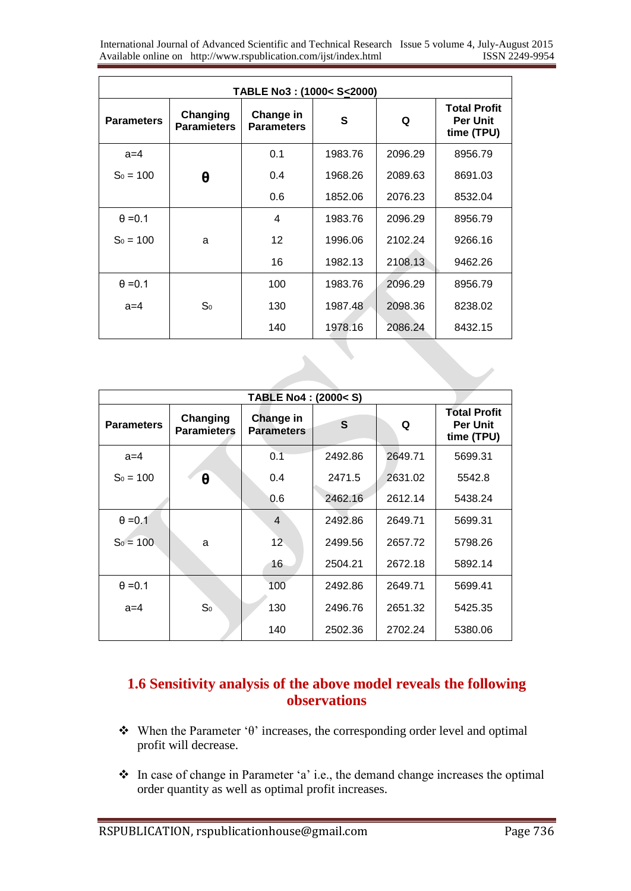| TABLE No3 : (1000< S≤2000) | | | | | |
|---|---|---|---|---|---|
| Parameters | Changing Paramieters | Change in Parameters | S | Q | Total Profit Per Unit time (TPU) |
| a=4 | θ | 0.1 | 1983.76 | 2096.29 | 8956.79 |
| $S_0$ = 100 | | 0.4 | 1968.26 | 2089.63 | 8691.03 |
| | | 0.6 | 1852.06 | 2076.23 | 8532.04 |
| θ =0.1 | a | 4 | 1983.76 | 2096.29 | 8956.79 |
| $S_0$ = 100 | | 12 | 1996.06 | 2102.24 | 9266.16 |
| | | 16 | 1982.13 | 2108.13 | 9462.26 |
| θ =0.1 | $S_0$ | 100 | 1983.76 | 2096.29 | 8956.79 |
| a=4 | | 130 | 1987.48 | 2098.36 | 8238.02 |
| | | 140 | 1978.16 | 2086.24 | 8432.15 |

| TABLE No4 : (2000< S) | | | | | |
|---|---|---|---|---|---|
| Parameters | Changing Paramieters | Change in Parameters | S | Q | Total Profit Per Unit time (TPU) |
| a=4 | θ | 0.1 | 2492.86 | 2649.71 | 5699.31 |
| $S_0$ = 100 | | 0.4 | 2471.5 | 2631.02 | 5542.8 |
| | | 0.6 | 2462.16 | 2612.14 | 5438.24 |
| θ =0.1 | a | 4 | 2492.86 | 2649.71 | 5699.31 |
| $S_0$ = 100 | | 12 | 2499.56 | 2657.72 | 5798.26 |
| | | 16 | 2504.21 | 2672.18 | 5892.14 |
| θ =0.1 | $S_0$ | 100 | 2492.86 | 2649.71 | 5699.41 |
| a=4 | | 130 | 2496.76 | 2651.32 | 5425.35 |
| | | 140 | 2502.36 | 2702.24 | 5380.06 |

## 1.6 Sensitivity analysis of the above model reveals the following observations

- When the Parameter 'θ' increases, the corresponding order level and optimal profit will decrease.
- In case of change in Parameter 'a' i.e., the demand change increases the optimal order quantity as well as optimal profit increases.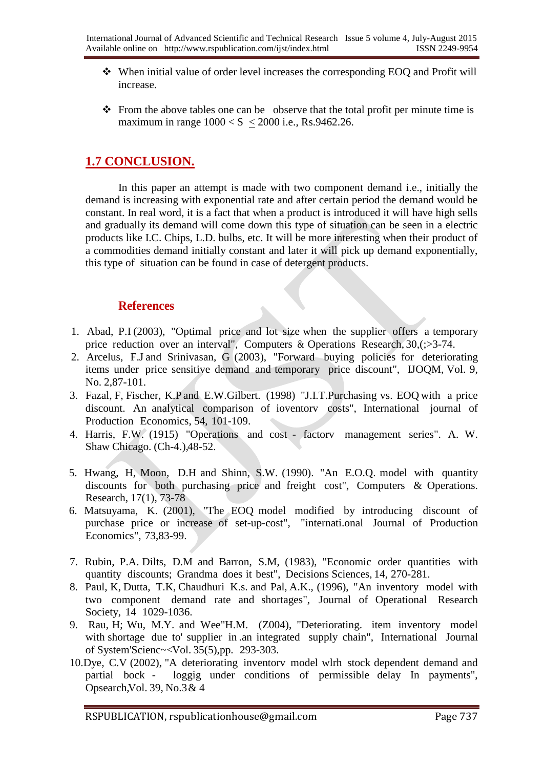- When initial value of order level increases the corresponding EOQ and Profit will increase.

- From the above tables one can be observe that the total profit per minute time is maximum in range $1000 < S \leq 2000$ i.e., Rs.9462.26.

## 1.7 CONCLUSION.

In this paper an attempt is made with two component demand i.e., initially the demand is increasing with exponential rate and after certain period the demand would be constant. In real word, it is a fact that when a product is introduced it will have high sells and gradually its demand will come down this type of situation can be seen in a electric products like I.C. Chips, L.D. bulbs, etc. It will be more interesting when their product of a commodities demand initially constant and later it will pick up demand exponentially, this type of situation can be found in case of detergent products.

## References

1. Abad, P.I (2003), "Optimal price and lot size when the supplier offers a temporary price reduction over an interval", Computers & Operations Research, 30,(;>3-74.
2. Arcelus, F.J and Srinivasan, G (2003), "Forward buying policies for deteriorating items under price sensitive demand and temporary price discount", IJOQM, Vol. 9, No. 2,87-101.
3. Fazal, F, Fischer, K.P and E.W.Gilbert. (1998) "J.I.T.Purchasing vs. EOQ with a price discount. An analytical comparison of ioventorv costs", International journal of Production Economics, 54, 101-109.
4. Harris, F.W. (1915) "Operations and cost - factorv management series". A. W. Shaw Chicago. (Ch-4.),48-52.
5. Hwang, H, Moon, D.H and Shinn, S.W. (1990). "An E.O.Q. model with quantity discounts for both purchasing price and freight cost", Computers & Operations. Research, 17(1), 73-78
6. Matsuyama, K. (2001), "The EOQ model modified by introducing discount of purchase price or increase of set-up-cost", "internati.onal Journal of Production Economics", 73,83-99.
7. Rubin, P.A. Dilts, D.M and Barron, S.M, (1983), "Economic order quantities with quantity discounts; Grandma does it best", Decisions Sciences, 14, 270-281.
8. Paul, K, Dutta, T.K, Chaudhuri K.s. and Pal, A.K., (1996), "An inventory model with two component demand rate and shortages", Journal of Operational Research Society, 14 1029-1036.
9. Rau, H; Wu, M.Y. and Wee"H.M. (Z004), "Deteriorating. item inventory model with shortage due to' supplier in .an integrated supply chain", International Journal of System'Scienc~<Vol. 35(5),pp. 293-303.
10. Dye, C.V (2002), "A deteriorating inventorv model wlrh stock dependent demand and partial bock - loggig under conditions of permissible delay In payments", Opsearch,Vol. 39, No.3 & 4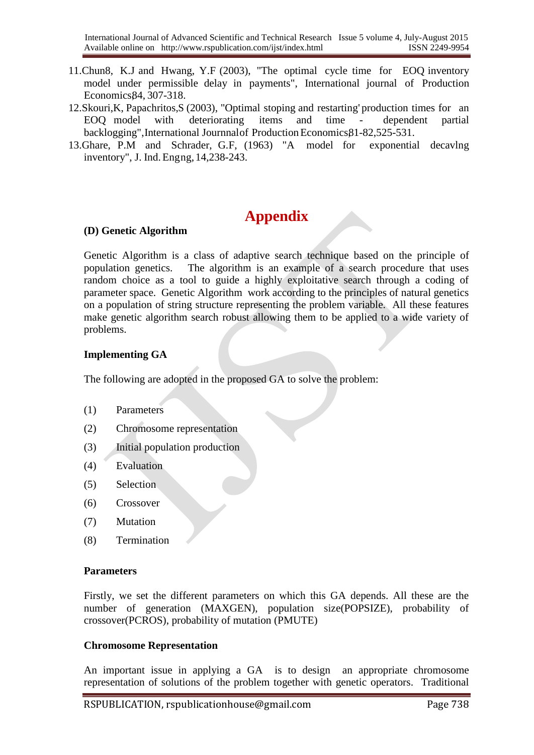11. Chun8, K.J and Hwang, Y.F (2003), "The optimal cycle time for EOQ inventory model under permissible delay in payments", International journal of Production Economics,84, 307-318.
12. Skouri,K, Papachritos,S (2003), "Optimal stoping and restarting' production times for an EOQ model with deteriorating items and time - dependent partial backlogging",International Journnalof Production Economics,81-82,525-531.
13. Ghare, P.M and Schrader, G.F, (1963) "A model for exponential decavlng inventory", J. Ind. Engng, 14,238-243.

# Appendix

**(D) Genetic Algorithm**

Genetic Algorithm is a class of adaptive search technique based on the principle of population genetics. The algorithm is an example of a search procedure that uses random choice as a tool to guide a highly exploitative search through a coding of parameter space. Genetic Algorithm work according to the principles of natural genetics on a population of string structure representing the problem variable. All these features make genetic algorithm search robust allowing them to be applied to a wide variety of problems.

**Implementing GA**

The following are adopted in the proposed GA to solve the problem:

(1) Parameters

(2) Chromosome representation

(3) Initial population production

(4) Evaluation

(5) Selection

(6) Crossover

(7) Mutation

(8) Termination

**Parameters**

Firstly, we set the different parameters on which this GA depends. All these are the number of generation (MAXGEN), population size(POPSIZE), probability of crossover(PCROS), probability of mutation (PMUTE)

**Chromosome Representation**

An important issue in applying a GA is to design an appropriate chromosome representation of solutions of the problem together with genetic operators. Traditional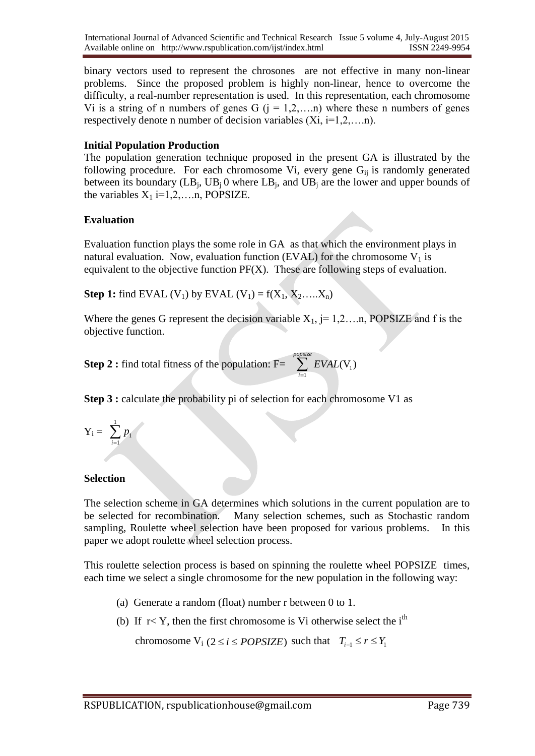binary vectors used to represent the chrosones are not effective in many non-linear problems. Since the proposed problem is highly non-linear, hence to overcome the difficulty, a real-number representation is used. In this representation, each chromosome Vi is a string of n numbers of genes G (j = 1,2,….n) where these n numbers of genes respectively denote n number of decision variables (Xi, i=1,2,….n).

**Initial Population Production**

The population generation technique proposed in the present GA is illustrated by the following procedure. For each chromosome Vi, every gene $G_{ij}$ is randomly generated between its boundary ($LB_j$, $UB_j$ 0 where $LB_j$, and $UB_j$ are the lower and upper bounds of the variables $X_1$ i=1,2,….n, POPSIZE.

**Evaluation**

Evaluation function plays the some role in GA as that which the environment plays in natural evaluation. Now, evaluation function (EVAL) for the chromosome $V_1$ is equivalent to the objective function PF(X). These are following steps of evaluation.

**Step 1:** find EVAL ($V_1$) by EVAL ($V_1$) = f($X_1$, $X_2$…..$X_n$)

Where the genes G represent the decision variable $X_1$, j= 1,2….n, POPSIZE and f is the objective function.

**Step 2 :** find total fitness of the population: F= $\sum_{i=1}^{popsize} EVAL(V_1)$

**Step 3 :** calculate the probability pi of selection for each chromosome V1 as

$Y_i = \sum_{i=1}^{1} p_1$

**Selection**

The selection scheme in GA determines which solutions in the current population are to be selected for recombination. Many selection schemes, such as Stochastic random sampling, Roulette wheel selection have been proposed for various problems. In this paper we adopt roulette wheel selection process.

This roulette selection process is based on spinning the roulette wheel POPSIZE times, each time we select a single chromosome for the new population in the following way:

(a) Generate a random (float) number r between 0 to 1.

(b) If r< Y, then the first chromosome is Vi otherwise select the i[th] chromosome $V_i$ $(2 \leq i \leq POPSIZE)$ such that $T_{i-1} \leq r \leq Y_1$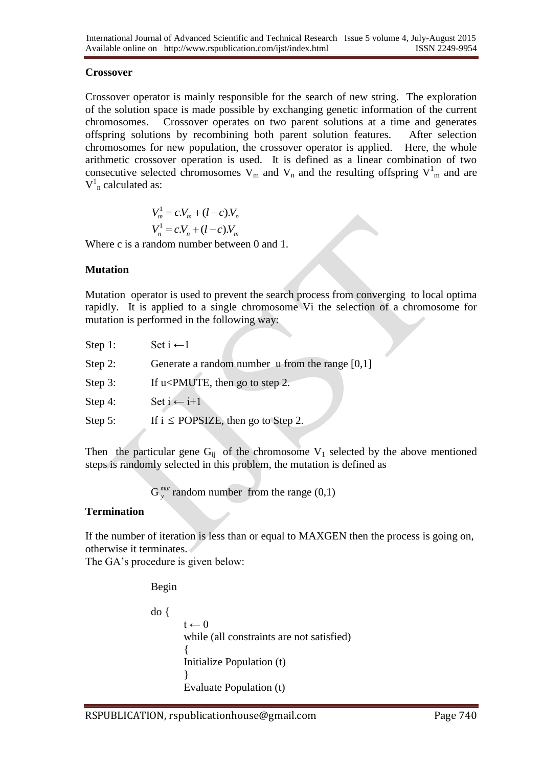### Crossover

Crossover operator is mainly responsible for the search of new string. The exploration of the solution space is made possible by exchanging genetic information of the current chromosomes. Crossover operates on two parent solutions at a time and generates offspring solutions by recombining both parent solution features. After selection chromosomes for new population, the crossover operator is applied. Here, the whole arithmetic crossover operation is used. It is defined as a linear combination of two consecutive selected chromosomes $V_m$ and $V_n$ and the resulting offspring $V^1_m$ and are $V^1_n$ calculated as:

$$V_m^1 = c.V_m + (l - c).V_n$$
$$V_n^1 = c.V_n + (l - c).V_m$$

Where c is a random number between 0 and 1.

### Mutation

Mutation operator is used to prevent the search process from converging to local optima rapidly. It is applied to a single chromosome Vi the selection of a chromosome for mutation is performed in the following way:

Step 1: Set i ←1

Step 2: Generate a random number u from the range [0,1]

Step 3: If u<PMUTE, then go to step 2.

Step 4: Set i ← i+1

Step 5: If i ≤ POPSIZE, then go to Step 2.

Then the particular gene $G_{ij}$ of the chromosome $V_1$ selected by the above mentioned steps is randomly selected in this problem, the mutation is defined as

$G_y^{mut}$ random number from the range (0,1)

### Termination

If the number of iteration is less than or equal to MAXGEN then the process is going on, otherwise it terminates.

The GA's procedure is given below:

```
Begin

do {
        t ← 0
        while (all constraints are not satisfied)
        {
        Initialize Population (t)
        }
        Evaluate Population (t)
```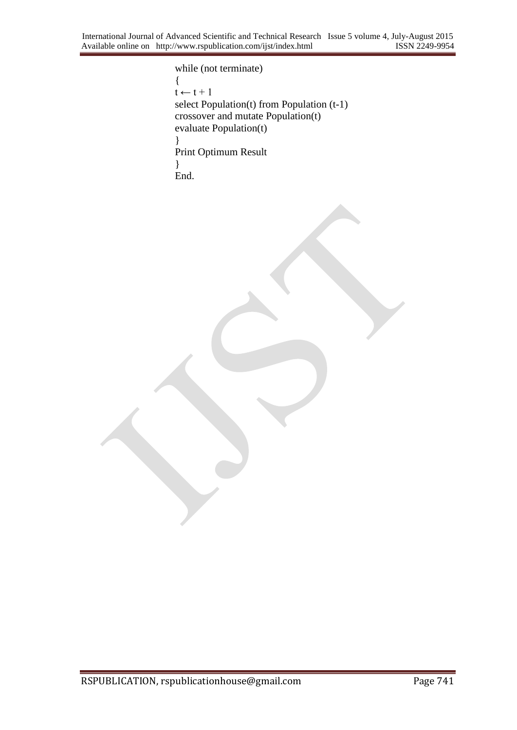```
while (not terminate)
{
t ← t + 1
select Population(t) from Population (t-1)
crossover and mutate Population(t)
evaluate Population(t)
}
Print Optimum Result
}
End.
```